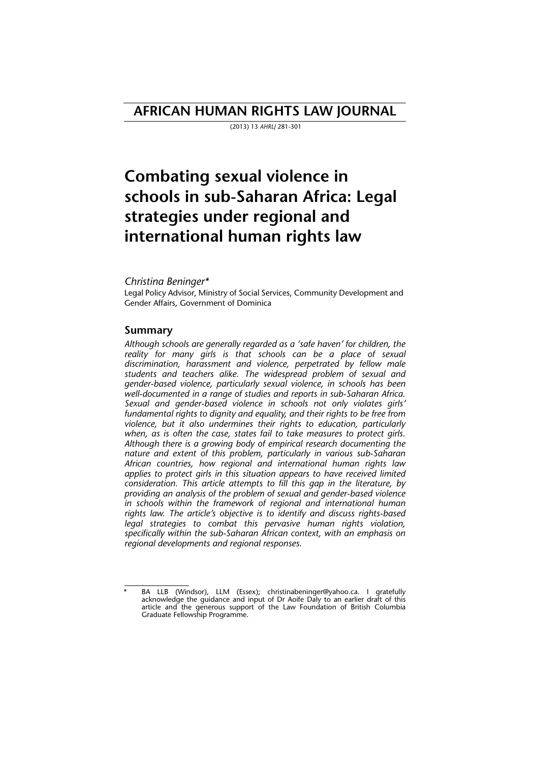# AFRICAN HUMAN RIGHTS LAW JOURNAL

(2013) 13 *AHRLJ* 281-301

# Combating sexual violence in schools in sub-Saharan Africa: Legal strategies under regional and international human rights law

*Christina Beninger\**

Legal Policy Advisor, Ministry of Social Services, Community Development and Gender Affairs, Government of Dominica

## Summary

*Although schools are generally regarded as a 'safe haven' for children, the reality for many girls is that schools can be a place of sexual discrimination, harassment and violence, perpetrated by fellow male students and teachers alike. The widespread problem of sexual and gender-based violence, particularly sexual violence, in schools has been well-documented in a range of studies and reports in sub-Saharan Africa. Sexual and gender-based violence in schools not only violates girls' fundamental rights to dignity and equality, and their rights to be free from violence, but it also undermines their rights to education, particularly when, as is often the case, states fail to take measures to protect girls. Although there is a growing body of empirical research documenting the nature and extent of this problem, particularly in various sub-Saharan African countries, how regional and international human rights law applies to protect girls in this situation appears to have received limited consideration. This article attempts to fill this gap in the literature, by providing an analysis of the problem of sexual and gender-based violence in schools within the framework of regional and international human rights law. The article's objective is to identify and discuss rights-based legal strategies to combat this pervasive human rights violation, specifically within the sub-Saharan African context, with an emphasis on regional developments and regional responses.*

---

\* BA LLB (Windsor), LLM (Essex); christinabeninger@yahoo.ca. I gratefully acknowledge the guidance and input of Dr Aoife Daly to an earlier draft of this article and the generous support of the Law Foundation of British Columbia Graduate Fellowship Programme.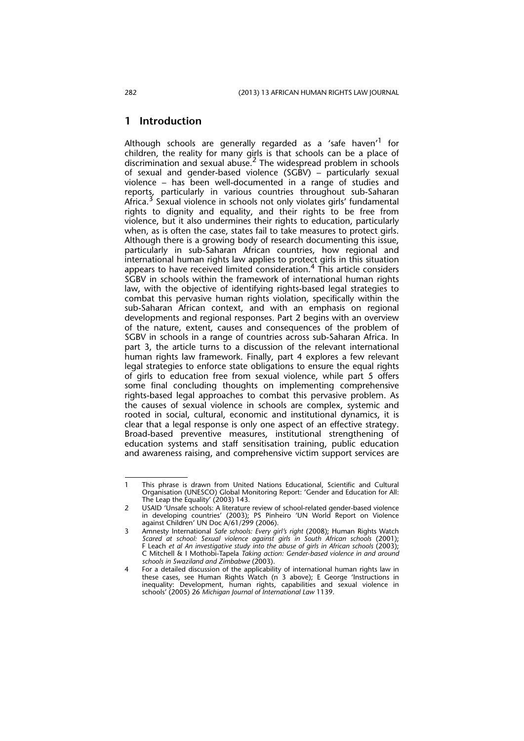## 1 Introduction

Although schools are generally regarded as a 'safe haven'[1] for children, the reality for many girls is that schools can be a place of discrimination and sexual abuse.[2] The widespread problem in schools of sexual and gender-based violence (SGBV) – particularly sexual violence – has been well-documented in a range of studies and reports, particularly in various countries throughout sub-Saharan Africa.[3] Sexual violence in schools not only violates girls' fundamental rights to dignity and equality, and their rights to be free from violence, but it also undermines their rights to education, particularly when, as is often the case, states fail to take measures to protect girls. Although there is a growing body of research documenting this issue, particularly in sub-Saharan African countries, how regional and international human rights law applies to protect girls in this situation appears to have received limited consideration.[4] This article considers SGBV in schools within the framework of international human rights law, with the objective of identifying rights-based legal strategies to combat this pervasive human rights violation, specifically within the sub-Saharan African context, and with an emphasis on regional developments and regional responses. Part 2 begins with an overview of the nature, extent, causes and consequences of the problem of SGBV in schools in a range of countries across sub-Saharan Africa. In part 3, the article turns to a discussion of the relevant international human rights law framework. Finally, part 4 explores a few relevant legal strategies to enforce state obligations to ensure the equal rights of girls to education free from sexual violence, while part 5 offers some final concluding thoughts on implementing comprehensive rights-based legal approaches to combat this pervasive problem. As the causes of sexual violence in schools are complex, systemic and rooted in social, cultural, economic and institutional dynamics, it is clear that a legal response is only one aspect of an effective strategy. Broad-based preventive measures, institutional strengthening of education systems and staff sensitisation training, public education and awareness raising, and comprehensive victim support services are

---

1 This phrase is drawn from United Nations Educational, Scientific and Cultural Organisation (UNESCO) Global Monitoring Report: 'Gender and Education for All: The Leap the Equality' (2003) 143.

2 USAID 'Unsafe schools: A literature review of school-related gender-based violence in developing countries' (2003); PS Pinheiro 'UN World Report on Violence against Children' UN Doc A/61/299 (2006).

3 Amnesty International *Safe schools: Every girl's right* (2008); Human Rights Watch *Scared at school: Sexual violence against girls in South African schools* (2001); F Leach *et al An investigative study into the abuse of girls in African schools* (2003); C Mitchell & I Mothobi-Tapela *Taking action: Gender-based violence in and around schools in Swaziland and Zimbabwe* (2003).

4 For a detailed discussion of the applicability of international human rights law in these cases, see Human Rights Watch (n 3 above); E George 'Instructions in inequality: Development, human rights, capabilities and sexual violence in schools' (2005) 26 *Michigan Journal of International Law* 1139.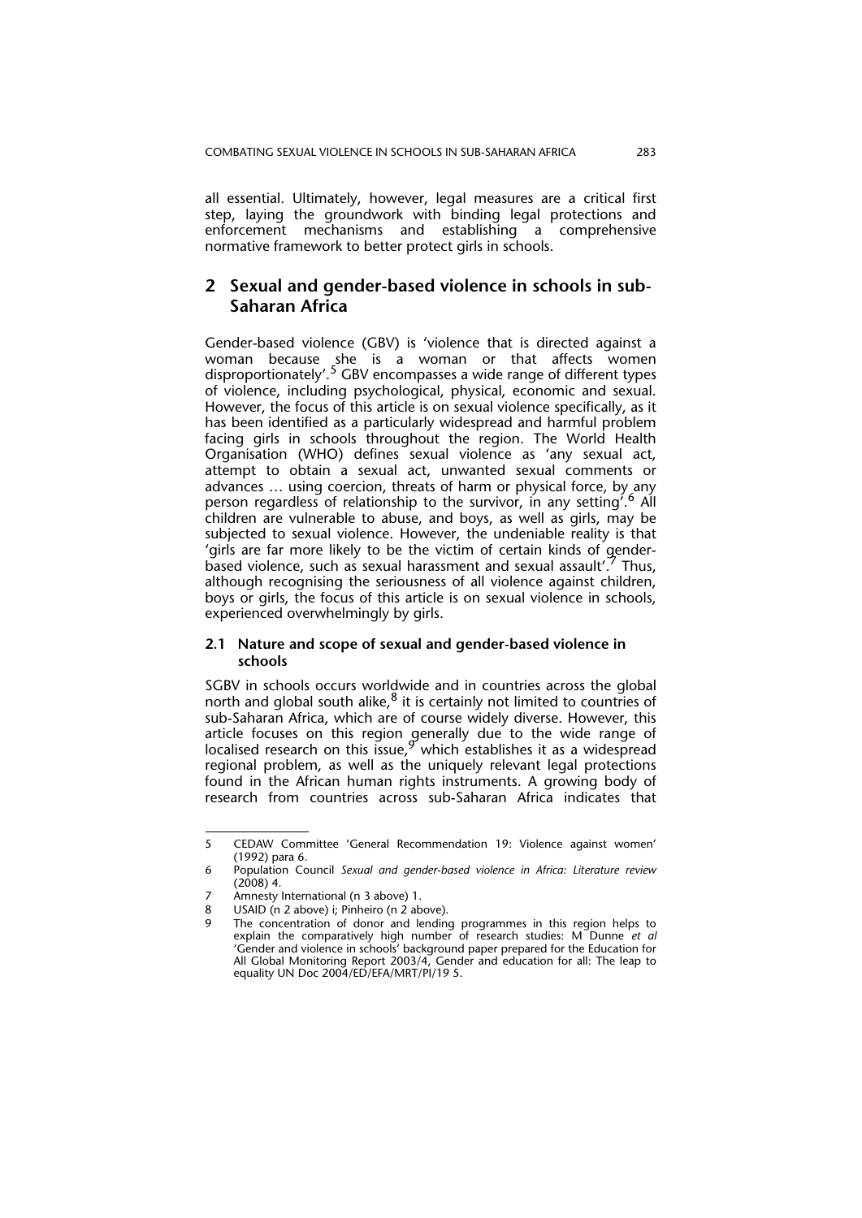all essential. Ultimately, however, legal measures are a critical first step, laying the groundwork with binding legal protections and enforcement mechanisms and establishing a comprehensive normative framework to better protect girls in schools.

## 2 Sexual and gender-based violence in schools in sub-Saharan Africa

Gender-based violence (GBV) is 'violence that is directed against a woman because she is a woman or that affects women disproportionately'.[5] GBV encompasses a wide range of different types of violence, including psychological, physical, economic and sexual. However, the focus of this article is on sexual violence specifically, as it has been identified as a particularly widespread and harmful problem facing girls in schools throughout the region. The World Health Organisation (WHO) defines sexual violence as 'any sexual act, attempt to obtain a sexual act, unwanted sexual comments or advances … using coercion, threats of harm or physical force, by any person regardless of relationship to the survivor, in any setting'.[6] All children are vulnerable to abuse, and boys, as well as girls, may be subjected to sexual violence. However, the undeniable reality is that 'girls are far more likely to be the victim of certain kinds of gender-based violence, such as sexual harassment and sexual assault'.[7] Thus, although recognising the seriousness of all violence against children, boys or girls, the focus of this article is on sexual violence in schools, experienced overwhelmingly by girls.

### 2.1 Nature and scope of sexual and gender-based violence in schools

SGBV in schools occurs worldwide and in countries across the global north and global south alike,[8] it is certainly not limited to countries of sub-Saharan Africa, which are of course widely diverse. However, this article focuses on this region generally due to the wide range of localised research on this issue,[9] which establishes it as a widespread regional problem, as well as the uniquely relevant legal protections found in the African human rights instruments. A growing body of research from countries across sub-Saharan Africa indicates that

---

5 CEDAW Committee 'General Recommendation 19: Violence against women' (1992) para 6.

6 Population Council *Sexual and gender-based violence in Africa: Literature review* (2008) 4.

7 Amnesty International (n 3 above) 1.

8 USAID (n 2 above) i; Pinheiro (n 2 above).

9 The concentration of donor and lending programmes in this region helps to explain the comparatively high number of research studies: M Dunne *et al* 'Gender and violence in schools' background paper prepared for the Education for All Global Monitoring Report 2003/4, Gender and education for all: The leap to equality UN Doc 2004/ED/EFA/MRT/PI/19 5.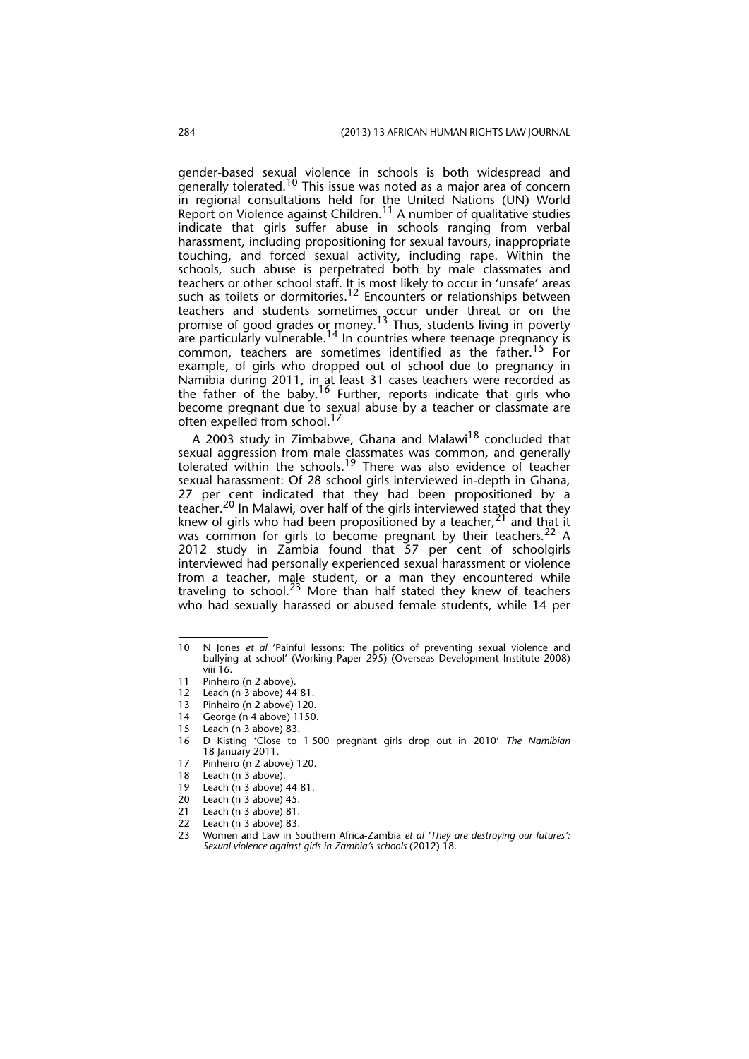gender-based sexual violence in schools is both widespread and generally tolerated.[10] This issue was noted as a major area of concern in regional consultations held for the United Nations (UN) World Report on Violence against Children.[11] A number of qualitative studies indicate that girls suffer abuse in schools ranging from verbal harassment, including propositioning for sexual favours, inappropriate touching, and forced sexual activity, including rape. Within the schools, such abuse is perpetrated both by male classmates and teachers or other school staff. It is most likely to occur in 'unsafe' areas such as toilets or dormitories.[12] Encounters or relationships between teachers and students sometimes occur under threat or on the promise of good grades or money.[13] Thus, students living in poverty are particularly vulnerable.[14] In countries where teenage pregnancy is common, teachers are sometimes identified as the father.[15] For example, of girls who dropped out of school due to pregnancy in Namibia during 2011, in at least 31 cases teachers were recorded as the father of the baby.[16] Further, reports indicate that girls who become pregnant due to sexual abuse by a teacher or classmate are often expelled from school.[17]

A 2003 study in Zimbabwe, Ghana and Malawi[18] concluded that sexual aggression from male classmates was common, and generally tolerated within the schools.[19] There was also evidence of teacher sexual harassment: Of 28 school girls interviewed in-depth in Ghana, 27 per cent indicated that they had been propositioned by a teacher.[20] In Malawi, over half of the girls interviewed stated that they knew of girls who had been propositioned by a teacher,[21] and that it was common for girls to become pregnant by their teachers.[22] A 2012 study in Zambia found that 57 per cent of schoolgirls interviewed had personally experienced sexual harassment or violence from a teacher, male student, or a man they encountered while traveling to school.[23] More than half stated they knew of teachers who had sexually harassed or abused female students, while 14 per

---

10 N Jones *et al* 'Painful lessons: The politics of preventing sexual violence and bullying at school' (Working Paper 295) (Overseas Development Institute 2008) viii 16.

11 Pinheiro (n 2 above).

12 Leach (n 3 above) 44 81.

13 Pinheiro (n 2 above) 120.

14 George (n 4 above) 1150.

15 Leach (n 3 above) 83.

16 D Kisting 'Close to 1 500 pregnant girls drop out in 2010' *The Namibian* 18 January 2011.

17 Pinheiro (n 2 above) 120.

18 Leach (n 3 above).

19 Leach (n 3 above) 44 81.

20 Leach (n 3 above) 45.

21 Leach (n 3 above) 81.

22 Leach (n 3 above) 83.

23 Women and Law in Southern Africa-Zambia *et al 'They are destroying our futures': Sexual violence against girls in Zambia's schools* (2012) 18.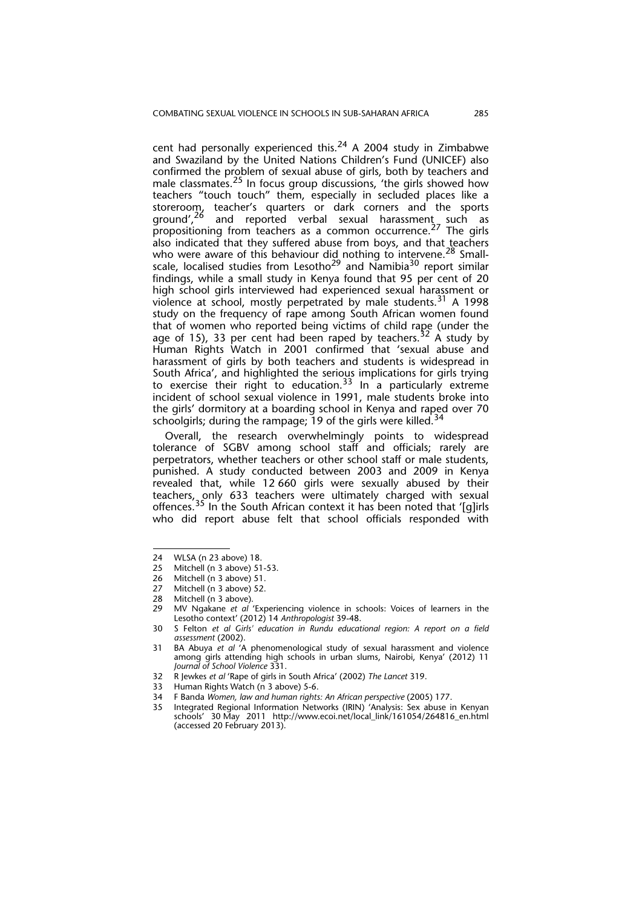cent had personally experienced this.[24] A 2004 study in Zimbabwe and Swaziland by the United Nations Children's Fund (UNICEF) also confirmed the problem of sexual abuse of girls, both by teachers and male classmates.[25] In focus group discussions, 'the girls showed how teachers "touch touch" them, especially in secluded places like a storeroom, teacher's quarters or dark corners and the sports ground',[26] and reported verbal sexual harassment such as propositioning from teachers as a common occurrence.[27] The girls also indicated that they suffered abuse from boys, and that teachers who were aware of this behaviour did nothing to intervene.[28] Small-scale, localised studies from Lesotho[29] and Namibia[30] report similar findings, while a small study in Kenya found that 95 per cent of 20 high school girls interviewed had experienced sexual harassment or violence at school, mostly perpetrated by male students.[31] A 1998 study on the frequency of rape among South African women found that of women who reported being victims of child rape (under the age of 15), 33 per cent had been raped by teachers.[32] A study by Human Rights Watch in 2001 confirmed that 'sexual abuse and harassment of girls by both teachers and students is widespread in South Africa', and highlighted the serious implications for girls trying to exercise their right to education.[33] In a particularly extreme incident of school sexual violence in 1991, male students broke into the girls' dormitory at a boarding school in Kenya and raped over 70 schoolgirls; during the rampage; 19 of the girls were killed.[34]

Overall, the research overwhelmingly points to widespread tolerance of SGBV among school staff and officials; rarely are perpetrators, whether teachers or other school staff or male students, punished. A study conducted between 2003 and 2009 in Kenya revealed that, while 12 660 girls were sexually abused by their teachers, only 633 teachers were ultimately charged with sexual offences.[35] In the South African context it has been noted that '[g]irls who did report abuse felt that school officials responded with

---

24 WLSA (n 23 above) 18.

25 Mitchell (n 3 above) 51-53.

26 Mitchell (n 3 above) 51.

27 Mitchell (n 3 above) 52.

28 Mitchell (n 3 above).

29 MV Ngakane *et al* 'Experiencing violence in schools: Voices of learners in the Lesotho context' (2012) 14 *Anthropologist* 39-48.

30 S Felton *et al Girls' education in Rundu educational region: A report on a field assessment* (2002).

31 BA Abuya *et al* 'A phenomenological study of sexual harassment and violence among girls attending high schools in urban slums, Nairobi, Kenya' (2012) 11 *Journal of School Violence* 331.

32 R Jewkes *et al* 'Rape of girls in South Africa' (2002) *The Lancet* 319.

33 Human Rights Watch (n 3 above) 5-6.

34 F Banda *Women, law and human rights: An African perspective* (2005) 177.

35 Integrated Regional Information Networks (IRIN) 'Analysis: Sex abuse in Kenyan schools' 30 May 2011 http://www.ecoi.net/local_link/161054/264816_en.html (accessed 20 February 2013).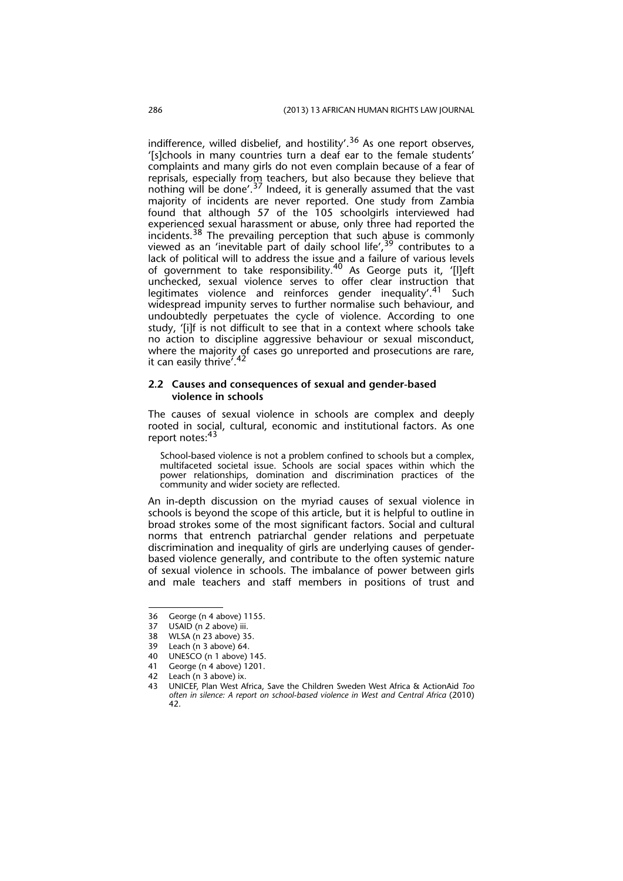indifference, willed disbelief, and hostility'.[36] As one report observes, '[s]chools in many countries turn a deaf ear to the female students' complaints and many girls do not even complain because of a fear of reprisals, especially from teachers, but also because they believe that nothing will be done'.[37] Indeed, it is generally assumed that the vast majority of incidents are never reported. One study from Zambia found that although 57 of the 105 schoolgirls interviewed had experienced sexual harassment or abuse, only three had reported the incidents.[38] The prevailing perception that such abuse is commonly viewed as an 'inevitable part of daily school life',[39] contributes to a lack of political will to address the issue and a failure of various levels of government to take responsibility.[40] As George puts it, '[l]eft unchecked, sexual violence serves to offer clear instruction that legitimates violence and reinforces gender inequality'.[41] Such widespread impunity serves to further normalise such behaviour, and undoubtedly perpetuates the cycle of violence. According to one study, '[i]f is not difficult to see that in a context where schools take no action to discipline aggressive behaviour or sexual misconduct, where the majority of cases go unreported and prosecutions are rare, it can easily thrive'.[42]

### 2.2 Causes and consequences of sexual and gender-based violence in schools

The causes of sexual violence in schools are complex and deeply rooted in social, cultural, economic and institutional factors. As one report notes:[43]

> School-based violence is not a problem confined to schools but a complex, multifaceted societal issue. Schools are social spaces within which the power relationships, domination and discrimination practices of the community and wider society are reflected.

An in-depth discussion on the myriad causes of sexual violence in schools is beyond the scope of this article, but it is helpful to outline in broad strokes some of the most significant factors. Social and cultural norms that entrench patriarchal gender relations and perpetuate discrimination and inequality of girls are underlying causes of gender-based violence generally, and contribute to the often systemic nature of sexual violence in schools. The imbalance of power between girls and male teachers and staff members in positions of trust and

---

36 George (n 4 above) 1155.
37 USAID (n 2 above) iii.
38 WLSA (n 23 above) 35.
39 Leach (n 3 above) 64.
40 UNESCO (n 1 above) 145.
41 George (n 4 above) 1201.
42 Leach (n 3 above) ix.
43 UNICEF, Plan West Africa, Save the Children Sweden West Africa & ActionAid *Too often in silence: A report on school-based violence in West and Central Africa* (2010) 42.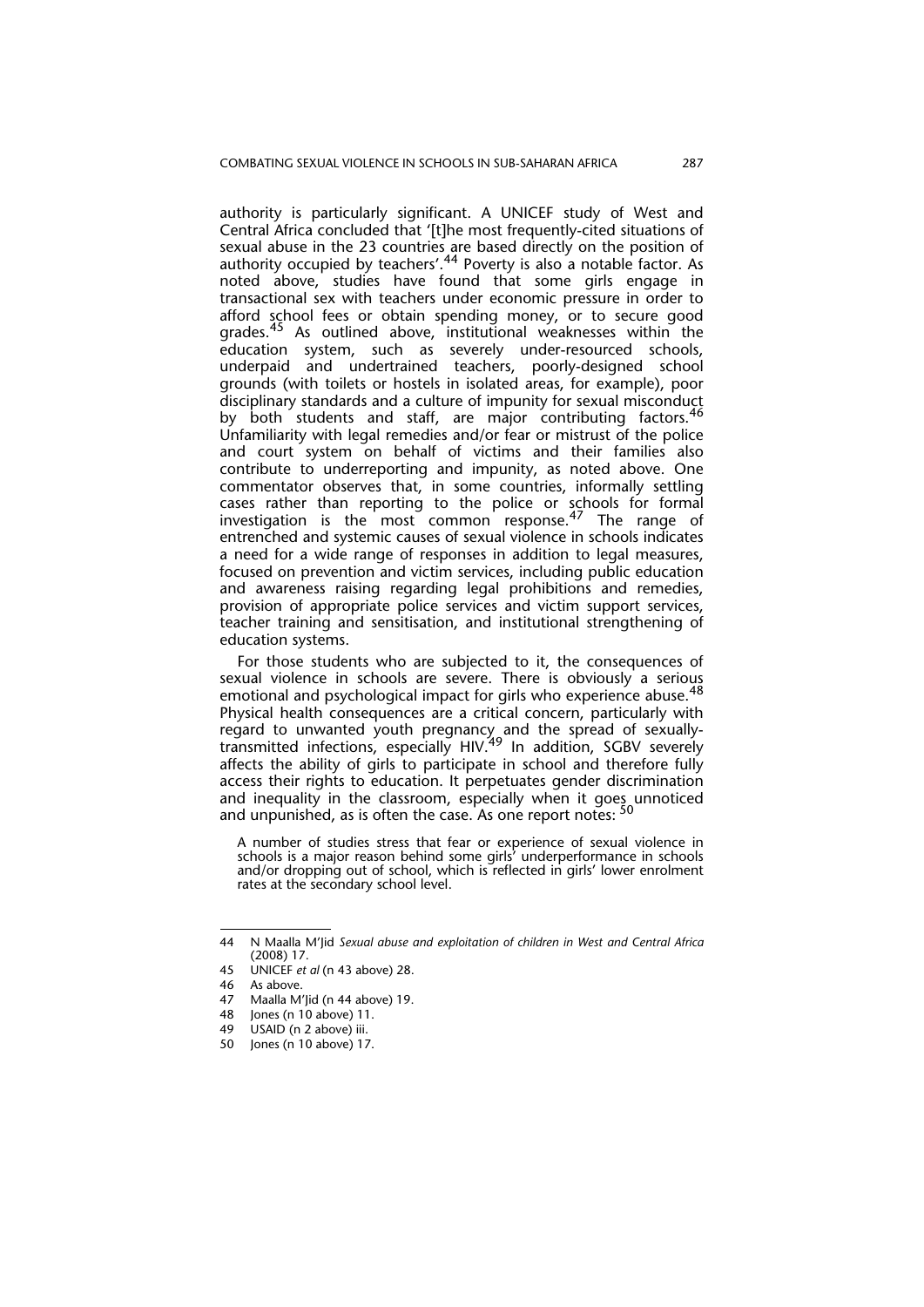authority is particularly significant. A UNICEF study of West and Central Africa concluded that '[t]he most frequently-cited situations of sexual abuse in the 23 countries are based directly on the position of authority occupied by teachers'.[44] Poverty is also a notable factor. As noted above, studies have found that some girls engage in transactional sex with teachers under economic pressure in order to afford school fees or obtain spending money, or to secure good grades.[45] As outlined above, institutional weaknesses within the education system, such as severely under-resourced schools, underpaid and undertrained teachers, poorly-designed school grounds (with toilets or hostels in isolated areas, for example), poor disciplinary standards and a culture of impunity for sexual misconduct by both students and staff, are major contributing factors.[46] Unfamiliarity with legal remedies and/or fear or mistrust of the police and court system on behalf of victims and their families also contribute to underreporting and impunity, as noted above. One commentator observes that, in some countries, informally settling cases rather than reporting to the police or schools for formal investigation is the most common response.[47] The range of entrenched and systemic causes of sexual violence in schools indicates a need for a wide range of responses in addition to legal measures, focused on prevention and victim services, including public education and awareness raising regarding legal prohibitions and remedies, provision of appropriate police services and victim support services, teacher training and sensitisation, and institutional strengthening of education systems.

For those students who are subjected to it, the consequences of sexual violence in schools are severe. There is obviously a serious emotional and psychological impact for girls who experience abuse.[48] Physical health consequences are a critical concern, particularly with regard to unwanted youth pregnancy and the spread of sexually-transmitted infections, especially HIV.[49] In addition, SGBV severely affects the ability of girls to participate in school and therefore fully access their rights to education. It perpetuates gender discrimination and inequality in the classroom, especially when it goes unnoticed and unpunished, as is often the case. As one report notes: [50]

> A number of studies stress that fear or experience of sexual violence in schools is a major reason behind some girls' underperformance in schools and/or dropping out of school, which is reflected in girls' lower enrolment rates at the secondary school level.

---

44 N Maalla M'Jid *Sexual abuse and exploitation of children in West and Central Africa* (2008) 17.

45 UNICEF *et al* (n 43 above) 28.

46 As above.

47 Maalla M'Jid (n 44 above) 19.

48 Jones (n 10 above) 11.

49 USAID (n 2 above) iii.

50 Jones (n 10 above) 17.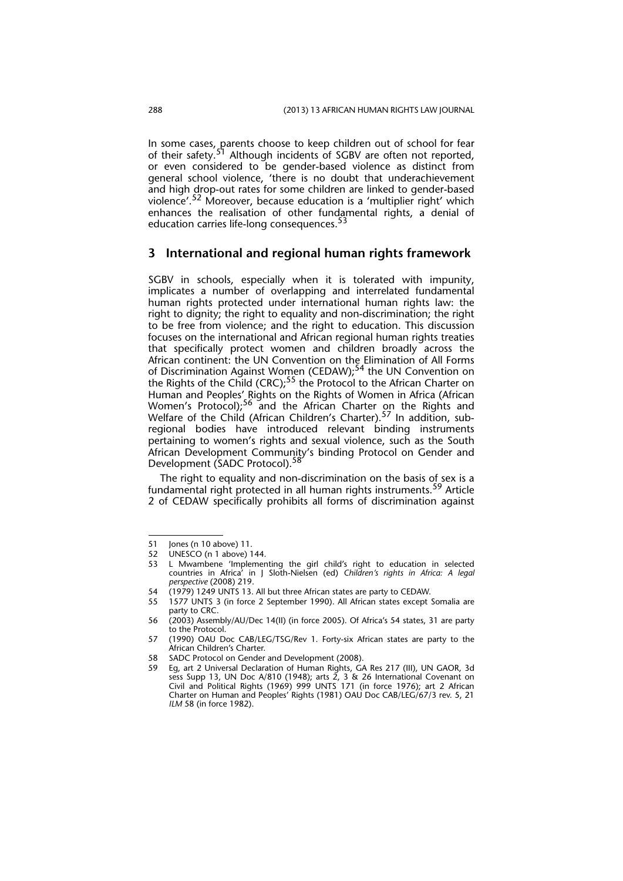In some cases, parents choose to keep children out of school for fear of their safety.[51] Although incidents of SGBV are often not reported, or even considered to be gender-based violence as distinct from general school violence, 'there is no doubt that underachievement and high drop-out rates for some children are linked to gender-based violence'.[52] Moreover, because education is a 'multiplier right' which enhances the realisation of other fundamental rights, a denial of education carries life-long consequences.[53]

## 3 International and regional human rights framework

SGBV in schools, especially when it is tolerated with impunity, implicates a number of overlapping and interrelated fundamental human rights protected under international human rights law: the right to dignity; the right to equality and non-discrimination; the right to be free from violence; and the right to education. This discussion focuses on the international and African regional human rights treaties that specifically protect women and children broadly across the African continent: the UN Convention on the Elimination of All Forms of Discrimination Against Women (CEDAW);[54] the UN Convention on the Rights of the Child (CRC);[55] the Protocol to the African Charter on Human and Peoples' Rights on the Rights of Women in Africa (African Women's Protocol);[56] and the African Charter on the Rights and Welfare of the Child (African Children's Charter).[57] In addition, sub-regional bodies have introduced relevant binding instruments pertaining to women's rights and sexual violence, such as the South African Development Community's binding Protocol on Gender and Development (SADC Protocol).[58]

The right to equality and non-discrimination on the basis of sex is a fundamental right protected in all human rights instruments.[59] Article 2 of CEDAW specifically prohibits all forms of discrimination against

---

51 Jones (n 10 above) 11.

52 UNESCO (n 1 above) 144.

53 L Mwambene 'Implementing the girl child's right to education in selected countries in Africa' in J Sloth-Nielsen (ed) *Children's rights in Africa: A legal perspective* (2008) 219.

54 (1979) 1249 UNTS 13. All but three African states are party to CEDAW.

55 1577 UNTS 3 (in force 2 September 1990). All African states except Somalia are party to CRC.

56 (2003) Assembly/AU/Dec 14(II) (in force 2005). Of Africa's 54 states, 31 are party to the Protocol.

57 (1990) OAU Doc CAB/LEG/TSG/Rev 1. Forty-six African states are party to the African Children's Charter.

58 SADC Protocol on Gender and Development (2008).

59 Eg, art 2 Universal Declaration of Human Rights, GA Res 217 (III), UN GAOR, 3d sess Supp 13, UN Doc A/810 (1948); arts 2, 3 & 26 International Covenant on Civil and Political Rights (1969) 999 UNTS 171 (in force 1976); art 2 African Charter on Human and Peoples' Rights (1981) OAU Doc CAB/LEG/67/3 rev. 5, 21 *ILM* 58 (in force 1982).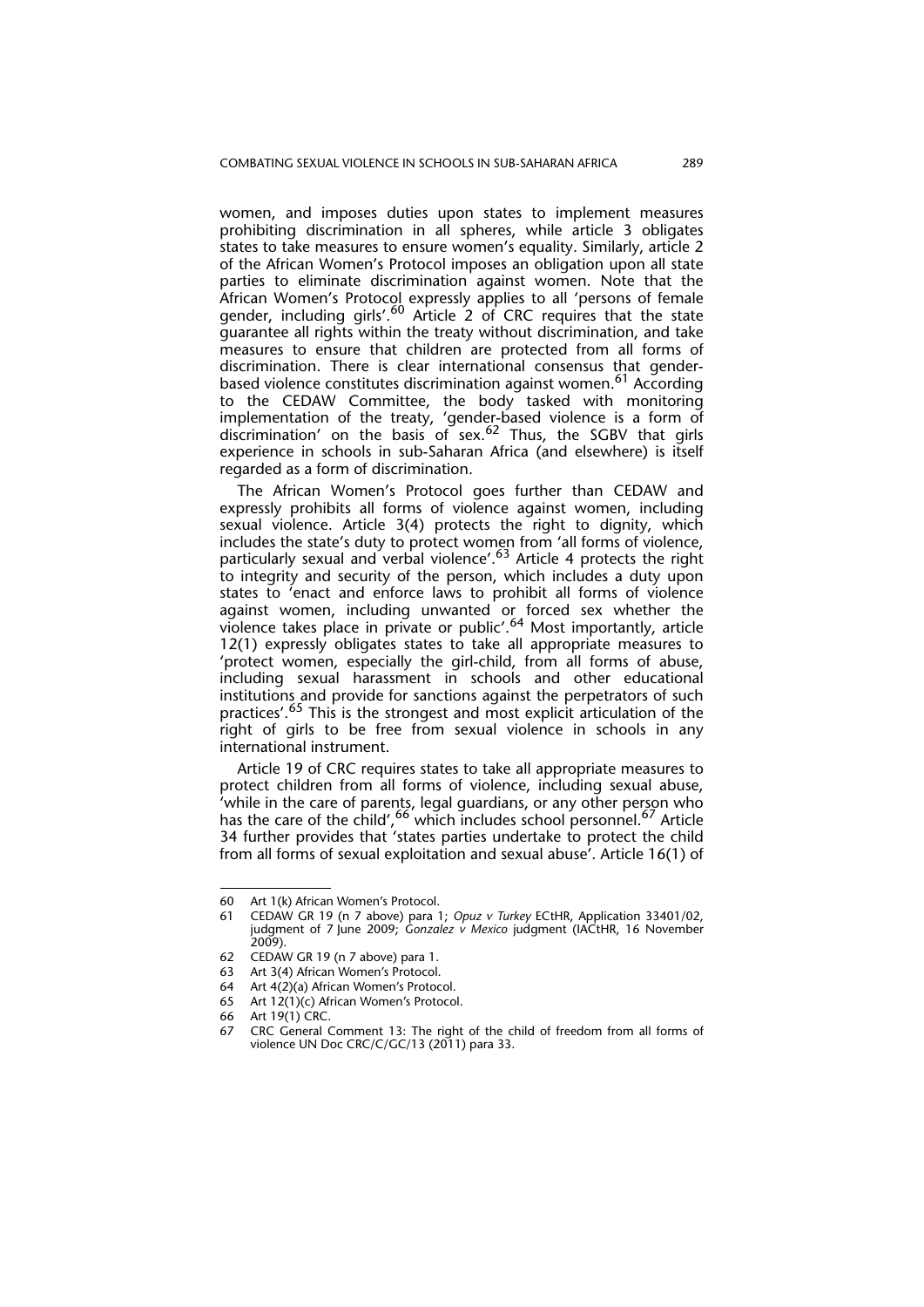women, and imposes duties upon states to implement measures prohibiting discrimination in all spheres, while article 3 obligates states to take measures to ensure women's equality. Similarly, article 2 of the African Women's Protocol imposes an obligation upon all state parties to eliminate discrimination against women. Note that the African Women's Protocol expressly applies to all 'persons of female gender, including girls'.[60] Article 2 of CRC requires that the state guarantee all rights within the treaty without discrimination, and take measures to ensure that children are protected from all forms of discrimination. There is clear international consensus that gender-based violence constitutes discrimination against women.[61] According to the CEDAW Committee, the body tasked with monitoring implementation of the treaty, 'gender-based violence is a form of discrimination' on the basis of sex.[62] Thus, the SGBV that girls experience in schools in sub-Saharan Africa (and elsewhere) is itself regarded as a form of discrimination.

The African Women's Protocol goes further than CEDAW and expressly prohibits all forms of violence against women, including sexual violence. Article 3(4) protects the right to dignity, which includes the state's duty to protect women from 'all forms of violence, particularly sexual and verbal violence'.[63] Article 4 protects the right to integrity and security of the person, which includes a duty upon states to 'enact and enforce laws to prohibit all forms of violence against women, including unwanted or forced sex whether the violence takes place in private or public'.[64] Most importantly, article 12(1) expressly obligates states to take all appropriate measures to 'protect women, especially the girl-child, from all forms of abuse, including sexual harassment in schools and other educational institutions and provide for sanctions against the perpetrators of such practices'.[65] This is the strongest and most explicit articulation of the right of girls to be free from sexual violence in schools in any international instrument.

Article 19 of CRC requires states to take all appropriate measures to protect children from all forms of violence, including sexual abuse, 'while in the care of parents, legal guardians, or any other person who has the care of the child',[66] which includes school personnel.[67] Article 34 further provides that 'states parties undertake to protect the child from all forms of sexual exploitation and sexual abuse'. Article 16(1) of

---

60 Art 1(k) African Women's Protocol.

61 CEDAW GR 19 (n 7 above) para 1; *Opuz v Turkey* ECtHR, Application 33401/02, judgment of 7 June 2009; *Gonzalez v Mexico* judgment (IACtHR, 16 November 2009).

62 CEDAW GR 19 (n 7 above) para 1.

63 Art 3(4) African Women's Protocol.

64 Art 4(2)(a) African Women's Protocol.

65 Art 12(1)(c) African Women's Protocol.

66 Art 19(1) CRC.

67 CRC General Comment 13: The right of the child of freedom from all forms of violence UN Doc CRC/C/GC/13 (2011) para 33.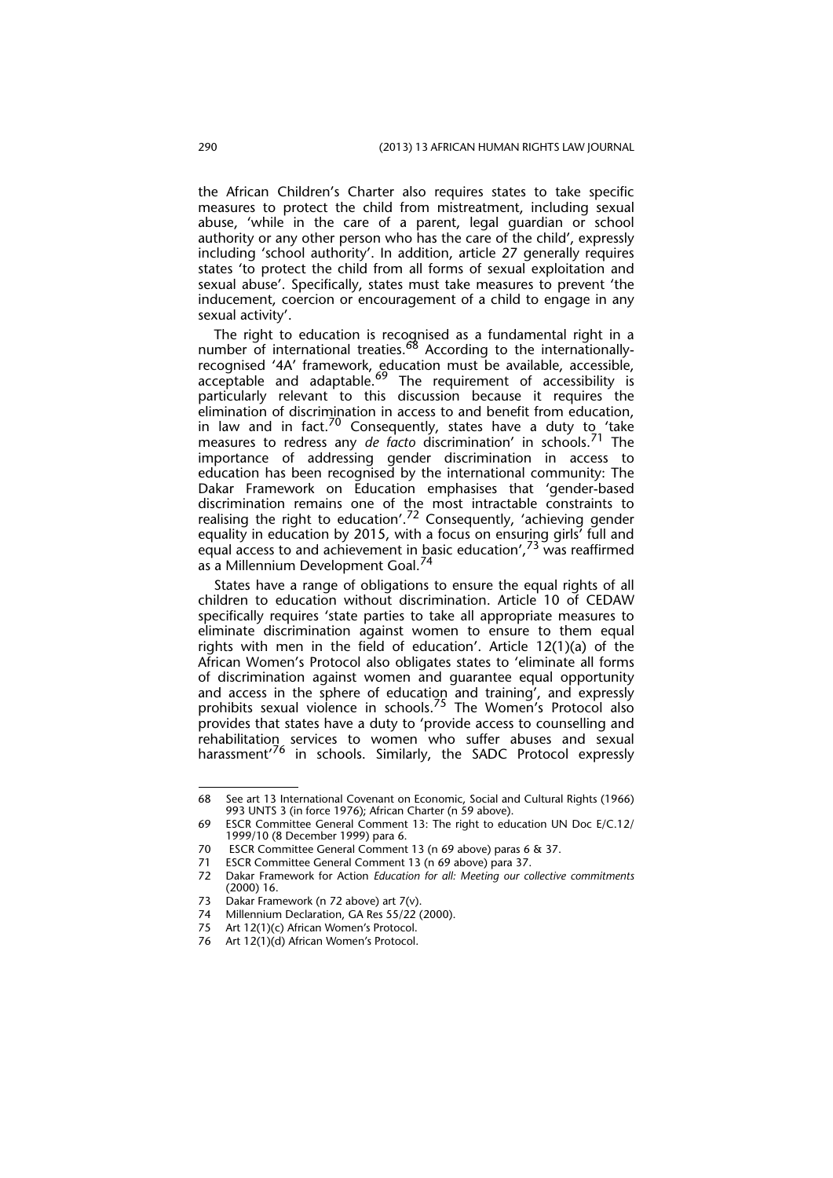the African Children's Charter also requires states to take specific measures to protect the child from mistreatment, including sexual abuse, 'while in the care of a parent, legal guardian or school authority or any other person who has the care of the child', expressly including 'school authority'. In addition, article 27 generally requires states 'to protect the child from all forms of sexual exploitation and sexual abuse'. Specifically, states must take measures to prevent 'the inducement, coercion or encouragement of a child to engage in any sexual activity'.

The right to education is recognised as a fundamental right in a number of international treaties.[68] According to the internationally-recognised '4A' framework, education must be available, accessible, acceptable and adaptable.[69] The requirement of accessibility is particularly relevant to this discussion because it requires the elimination of discrimination in access to and benefit from education, in law and in fact.[70] Consequently, states have a duty to 'take measures to redress any *de facto* discrimination' in schools.[71] The importance of addressing gender discrimination in access to education has been recognised by the international community: The Dakar Framework on Education emphasises that 'gender-based discrimination remains one of the most intractable constraints to realising the right to education'.[72] Consequently, 'achieving gender equality in education by 2015, with a focus on ensuring girls' full and equal access to and achievement in basic education',[73] was reaffirmed as a Millennium Development Goal.[74]

States have a range of obligations to ensure the equal rights of all children to education without discrimination. Article 10 of CEDAW specifically requires 'state parties to take all appropriate measures to eliminate discrimination against women to ensure to them equal rights with men in the field of education'. Article 12(1)(a) of the African Women's Protocol also obligates states to 'eliminate all forms of discrimination against women and guarantee equal opportunity and access in the sphere of education and training', and expressly prohibits sexual violence in schools.[75] The Women's Protocol also provides that states have a duty to 'provide access to counselling and rehabilitation services to women who suffer abuses and sexual harassment'[76] in schools. Similarly, the SADC Protocol expressly

---

68 See art 13 International Covenant on Economic, Social and Cultural Rights (1966) 993 UNTS 3 (in force 1976); African Charter (n 59 above).

69 ESCR Committee General Comment 13: The right to education UN Doc E/C.12/1999/10 (8 December 1999) para 6.

70 ESCR Committee General Comment 13 (n 69 above) paras 6 & 37.

71 ESCR Committee General Comment 13 (n 69 above) para 37.

72 Dakar Framework for Action *Education for all: Meeting our collective commitments* (2000) 16.

73 Dakar Framework (n 72 above) art 7(v).

74 Millennium Declaration, GA Res 55/22 (2000).

75 Art 12(1)(c) African Women's Protocol.

76 Art 12(1)(d) African Women's Protocol.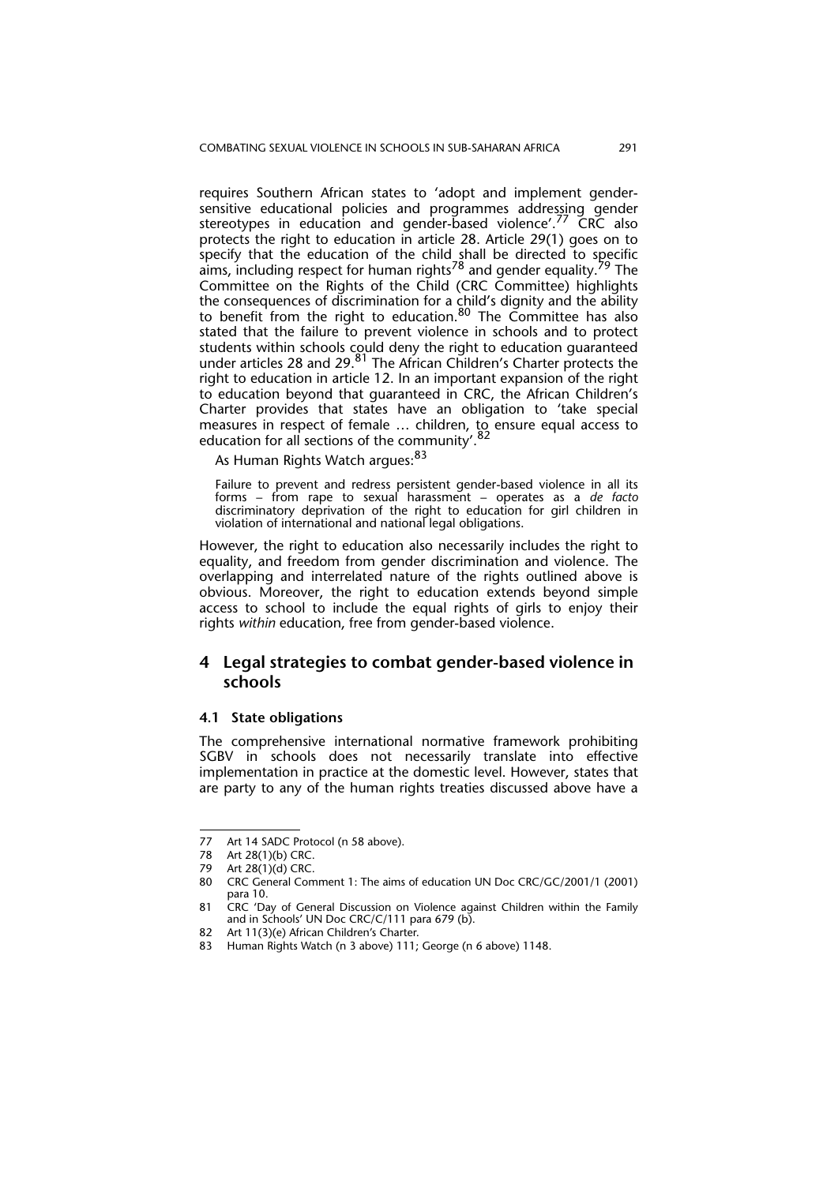requires Southern African states to 'adopt and implement gender-sensitive educational policies and programmes addressing gender stereotypes in education and gender-based violence'.[77] CRC also protects the right to education in article 28. Article 29(1) goes on to specify that the education of the child shall be directed to specific aims, including respect for human rights[78] and gender equality.[79] The Committee on the Rights of the Child (CRC Committee) highlights the consequences of discrimination for a child's dignity and the ability to benefit from the right to education.[80] The Committee has also stated that the failure to prevent violence in schools and to protect students within schools could deny the right to education guaranteed under articles 28 and 29.[81] The African Children's Charter protects the right to education in article 12. In an important expansion of the right to education beyond that guaranteed in CRC, the African Children's Charter provides that states have an obligation to 'take special measures in respect of female … children, to ensure equal access to education for all sections of the community'.[82]

As Human Rights Watch argues:[83]

> Failure to prevent and redress persistent gender-based violence in all its forms – from rape to sexual harassment – operates as a *de facto* discriminatory deprivation of the right to education for girl children in violation of international and national legal obligations.

However, the right to education also necessarily includes the right to equality, and freedom from gender discrimination and violence. The overlapping and interrelated nature of the rights outlined above is obvious. Moreover, the right to education extends beyond simple access to school to include the equal rights of girls to enjoy their rights *within* education, free from gender-based violence.

## 4 Legal strategies to combat gender-based violence in schools

### 4.1 State obligations

The comprehensive international normative framework prohibiting SGBV in schools does not necessarily translate into effective implementation in practice at the domestic level. However, states that are party to any of the human rights treaties discussed above have a

---

77 Art 14 SADC Protocol (n 58 above).

78 Art 28(1)(b) CRC.

79 Art 28(1)(d) CRC.

80 CRC General Comment 1: The aims of education UN Doc CRC/GC/2001/1 (2001) para 10.

81 CRC 'Day of General Discussion on Violence against Children within the Family and in Schools' UN Doc CRC/C/111 para 679 (b).

82 Art 11(3)(e) African Children's Charter.

83 Human Rights Watch (n 3 above) 111; George (n 6 above) 1148.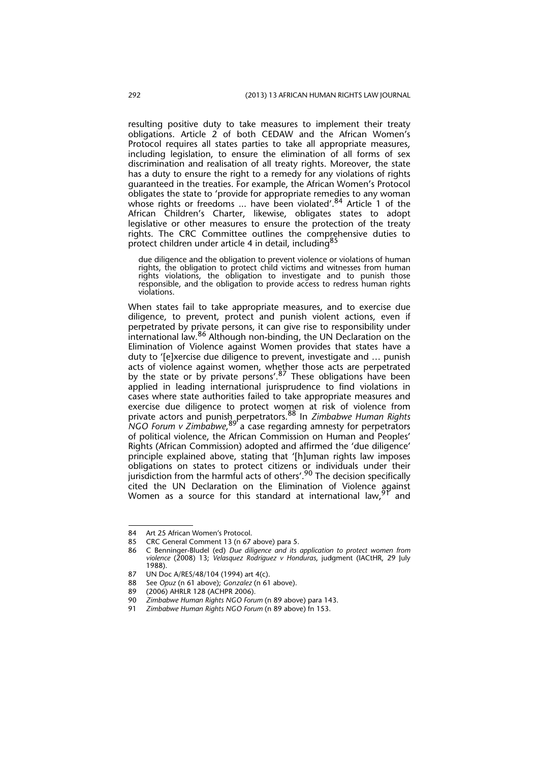resulting positive duty to take measures to implement their treaty obligations. Article 2 of both CEDAW and the African Women's Protocol requires all states parties to take all appropriate measures, including legislation, to ensure the elimination of all forms of sex discrimination and realisation of all treaty rights. Moreover, the state has a duty to ensure the right to a remedy for any violations of rights guaranteed in the treaties. For example, the African Women's Protocol obligates the state to 'provide for appropriate remedies to any woman whose rights or freedoms … have been violated'.[84] Article 1 of the African Children's Charter, likewise, obligates states to adopt legislative or other measures to ensure the protection of the treaty rights. The CRC Committee outlines the comprehensive duties to protect children under article 4 in detail, including[85]

> due diligence and the obligation to prevent violence or violations of human rights, the obligation to protect child victims and witnesses from human rights violations, the obligation to investigate and to punish those responsible, and the obligation to provide access to redress human rights violations.

When states fail to take appropriate measures, and to exercise due diligence, to prevent, protect and punish violent actions, even if perpetrated by private persons, it can give rise to responsibility under international law.[86] Although non-binding, the UN Declaration on the Elimination of Violence against Women provides that states have a duty to '[e]xercise due diligence to prevent, investigate and … punish acts of violence against women, whether those acts are perpetrated by the state or by private persons'.[87] These obligations have been applied in leading international jurisprudence to find violations in cases where state authorities failed to take appropriate measures and exercise due diligence to protect women at risk of violence from private actors and punish perpetrators.[88] In *Zimbabwe Human Rights NGO Forum v Zimbabwe*,[89] a case regarding amnesty for perpetrators of political violence, the African Commission on Human and Peoples' Rights (African Commission) adopted and affirmed the 'due diligence' principle explained above, stating that '[h]uman rights law imposes obligations on states to protect citizens or individuals under their jurisdiction from the harmful acts of others'.[90] The decision specifically cited the UN Declaration on the Elimination of Violence against Women as a source for this standard at international law,[91] and

---

84 Art 25 African Women's Protocol.

85 CRC General Comment 13 (n 67 above) para 5.

86 C Benninger-Budel (ed) *Due diligence and its application to protect women from violence* (2008) 13; *Velasquez Rodriguez v Honduras*, judgment (IACtHR, 29 July 1988).

87 UN Doc A/RES/48/104 (1994) art 4(c).

88 See *Opuz* (n 61 above); *Gonzalez* (n 61 above).

89 (2006) AHRLR 128 (ACHPR 2006).

90 *Zimbabwe Human Rights NGO Forum* (n 89 above) para 143.

91 *Zimbabwe Human Rights NGO Forum* (n 89 above) fn 153.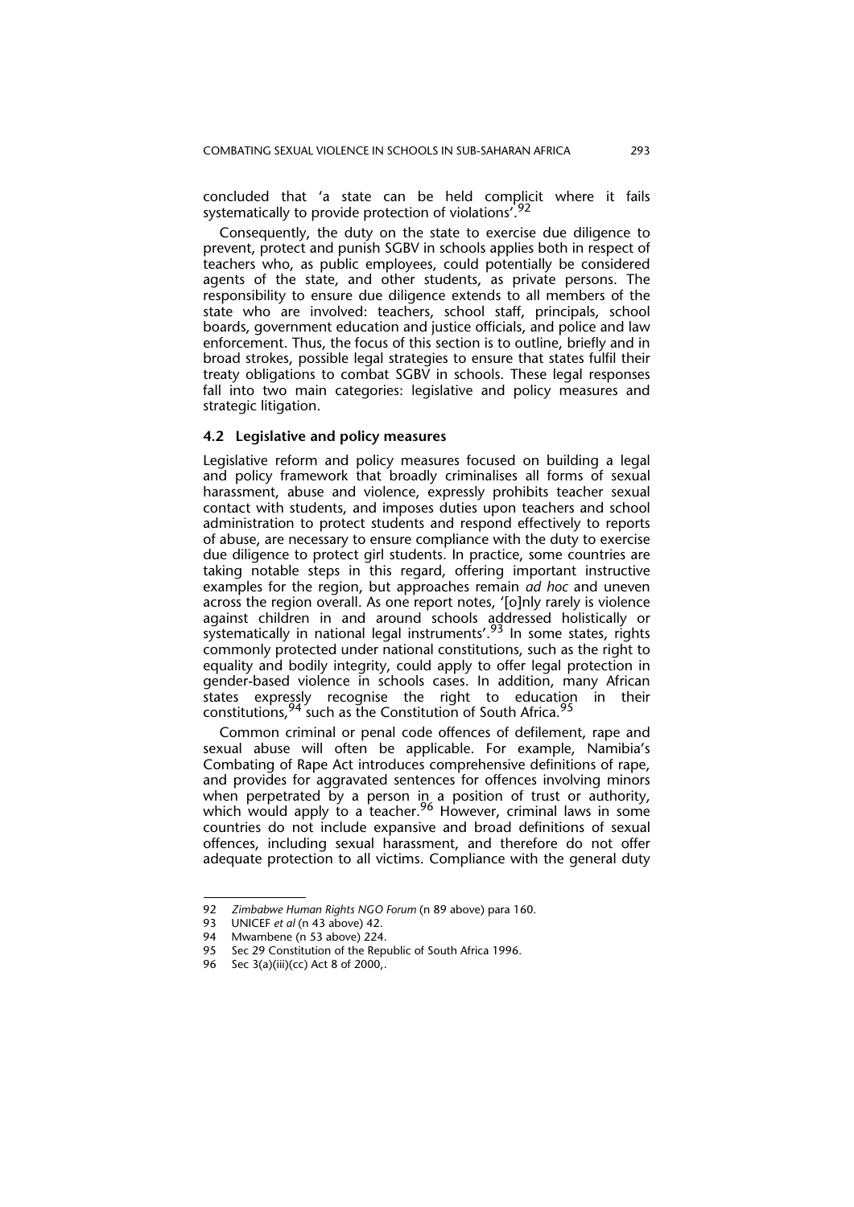concluded that 'a state can be held complicit where it fails systematically to provide protection of violations'.[92]

Consequently, the duty on the state to exercise due diligence to prevent, protect and punish SGBV in schools applies both in respect of teachers who, as public employees, could potentially be considered agents of the state, and other students, as private persons. The responsibility to ensure due diligence extends to all members of the state who are involved: teachers, school staff, principals, school boards, government education and justice officials, and police and law enforcement. Thus, the focus of this section is to outline, briefly and in broad strokes, possible legal strategies to ensure that states fulfil their treaty obligations to combat SGBV in schools. These legal responses fall into two main categories: legislative and policy measures and strategic litigation.

### 4.2 Legislative and policy measures

Legislative reform and policy measures focused on building a legal and policy framework that broadly criminalises all forms of sexual harassment, abuse and violence, expressly prohibits teacher sexual contact with students, and imposes duties upon teachers and school administration to protect students and respond effectively to reports of abuse, are necessary to ensure compliance with the duty to exercise due diligence to protect girl students. In practice, some countries are taking notable steps in this regard, offering important instructive examples for the region, but approaches remain *ad hoc* and uneven across the region overall. As one report notes, '[o]nly rarely is violence against children in and around schools addressed holistically or systematically in national legal instruments'.[93] In some states, rights commonly protected under national constitutions, such as the right to equality and bodily integrity, could apply to offer legal protection in gender-based violence in schools cases. In addition, many African states expressly recognise the right to education in their constitutions,[94] such as the Constitution of South Africa.[95]

Common criminal or penal code offences of defilement, rape and sexual abuse will often be applicable. For example, Namibia's Combating of Rape Act introduces comprehensive definitions of rape, and provides for aggravated sentences for offences involving minors when perpetrated by a person in a position of trust or authority, which would apply to a teacher.[96] However, criminal laws in some countries do not include expansive and broad definitions of sexual offences, including sexual harassment, and therefore do not offer adequate protection to all victims. Compliance with the general duty

---

92 *Zimbabwe Human Rights NGO Forum* (n 89 above) para 160.
93 UNICEF *et al* (n 43 above) 42.
94 Mwambene (n 53 above) 224.
95 Sec 29 Constitution of the Republic of South Africa 1996.
96 Sec 3(a)(iii)(cc) Act 8 of 2000,.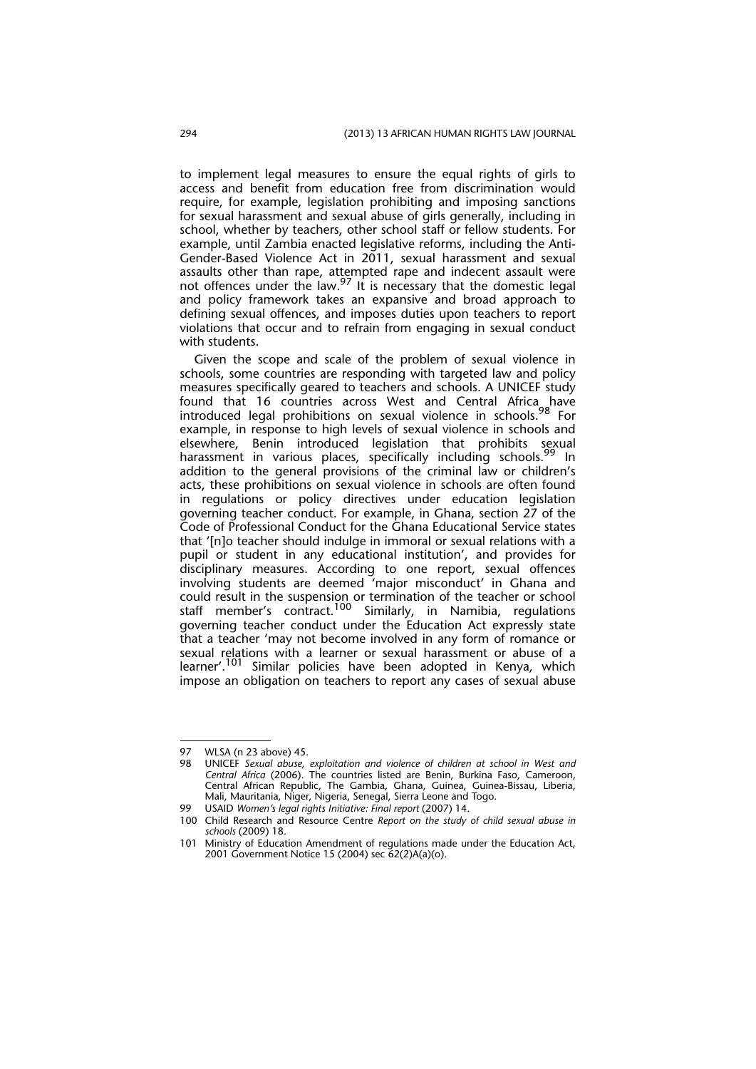to implement legal measures to ensure the equal rights of girls to access and benefit from education free from discrimination would require, for example, legislation prohibiting and imposing sanctions for sexual harassment and sexual abuse of girls generally, including in school, whether by teachers, other school staff or fellow students. For example, until Zambia enacted legislative reforms, including the Anti-Gender-Based Violence Act in 2011, sexual harassment and sexual assaults other than rape, attempted rape and indecent assault were not offences under the law.[97] It is necessary that the domestic legal and policy framework takes an expansive and broad approach to defining sexual offences, and imposes duties upon teachers to report violations that occur and to refrain from engaging in sexual conduct with students.

Given the scope and scale of the problem of sexual violence in schools, some countries are responding with targeted law and policy measures specifically geared to teachers and schools. A UNICEF study found that 16 countries across West and Central Africa have introduced legal prohibitions on sexual violence in schools.[98] For example, in response to high levels of sexual violence in schools and elsewhere, Benin introduced legislation that prohibits sexual harassment in various places, specifically including schools.[99] In addition to the general provisions of the criminal law or children's acts, these prohibitions on sexual violence in schools are often found in regulations or policy directives under education legislation governing teacher conduct. For example, in Ghana, section 27 of the Code of Professional Conduct for the Ghana Educational Service states that '[n]o teacher should indulge in immoral or sexual relations with a pupil or student in any educational institution', and provides for disciplinary measures. According to one report, sexual offences involving students are deemed 'major misconduct' in Ghana and could result in the suspension or termination of the teacher or school staff member's contract.[100] Similarly, in Namibia, regulations governing teacher conduct under the Education Act expressly state that a teacher 'may not become involved in any form of romance or sexual relations with a learner or sexual harassment or abuse of a learner'.[101] Similar policies have been adopted in Kenya, which impose an obligation on teachers to report any cases of sexual abuse

---

97 WLSA (n 23 above) 45.

98 UNICEF *Sexual abuse, exploitation and violence of children at school in West and Central Africa* (2006). The countries listed are Benin, Burkina Faso, Cameroon, Central African Republic, The Gambia, Ghana, Guinea, Guinea-Bissau, Liberia, Mali, Mauritania, Niger, Nigeria, Senegal, Sierra Leone and Togo.

99 USAID *Women's legal rights Initiative: Final report* (2007) 14.

100 Child Research and Resource Centre *Report on the study of child sexual abuse in schools* (2009) 18.

101 Ministry of Education Amendment of regulations made under the Education Act, 2001 Government Notice 15 (2004) sec 62(2)A(a)(o).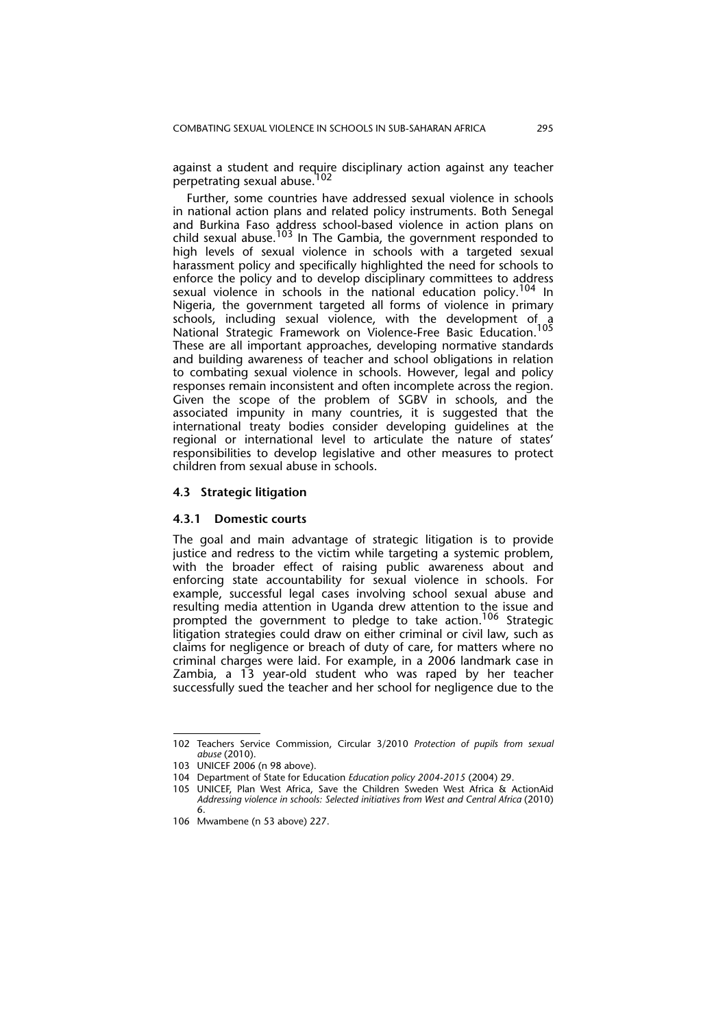against a student and require disciplinary action against any teacher perpetrating sexual abuse.[102]

Further, some countries have addressed sexual violence in schools in national action plans and related policy instruments. Both Senegal and Burkina Faso address school-based violence in action plans on child sexual abuse.[103] In The Gambia, the government responded to high levels of sexual violence in schools with a targeted sexual harassment policy and specifically highlighted the need for schools to enforce the policy and to develop disciplinary committees to address sexual violence in schools in the national education policy.[104] In Nigeria, the government targeted all forms of violence in primary schools, including sexual violence, with the development of a National Strategic Framework on Violence-Free Basic Education.[105] These are all important approaches, developing normative standards and building awareness of teacher and school obligations in relation to combating sexual violence in schools. However, legal and policy responses remain inconsistent and often incomplete across the region. Given the scope of the problem of SGBV in schools, and the associated impunity in many countries, it is suggested that the international treaty bodies consider developing guidelines at the regional or international level to articulate the nature of states' responsibilities to develop legislative and other measures to protect children from sexual abuse in schools.

### 4.3 Strategic litigation

#### 4.3.1 Domestic courts

The goal and main advantage of strategic litigation is to provide justice and redress to the victim while targeting a systemic problem, with the broader effect of raising public awareness about and enforcing state accountability for sexual violence in schools. For example, successful legal cases involving school sexual abuse and resulting media attention in Uganda drew attention to the issue and prompted the government to pledge to take action.[106] Strategic litigation strategies could draw on either criminal or civil law, such as claims for negligence or breach of duty of care, for matters where no criminal charges were laid. For example, in a 2006 landmark case in Zambia, a 13 year-old student who was raped by her teacher successfully sued the teacher and her school for negligence due to the

---

102 Teachers Service Commission, Circular 3/2010 *Protection of pupils from sexual abuse* (2010).

103 UNICEF 2006 (n 98 above).

104 Department of State for Education *Education policy 2004-2015* (2004) 29.

105 UNICEF, Plan West Africa, Save the Children Sweden West Africa & ActionAid *Addressing violence in schools: Selected initiatives from West and Central Africa* (2010) 6.

106 Mwambene (n 53 above) 227.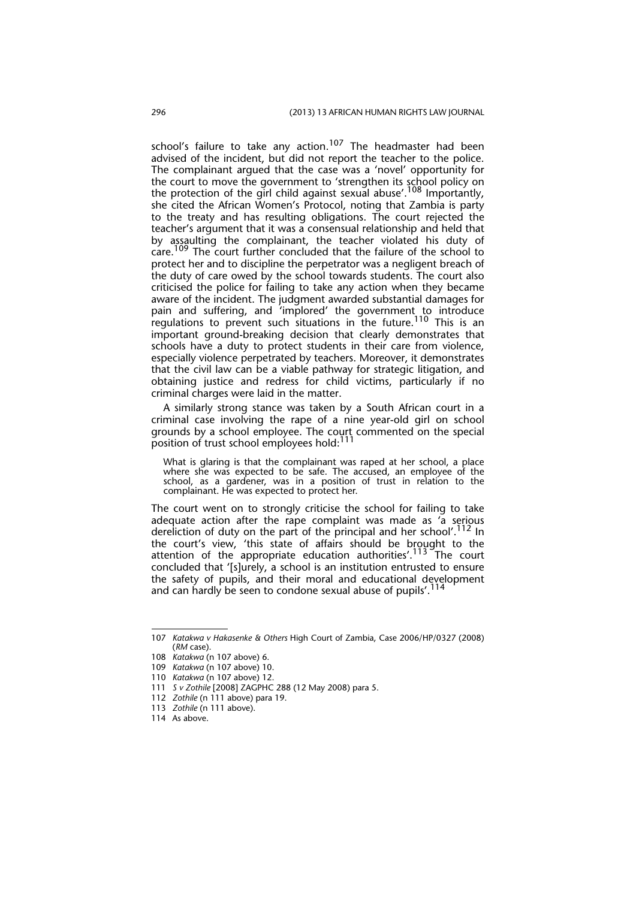school's failure to take any action.[107] The headmaster had been advised of the incident, but did not report the teacher to the police. The complainant argued that the case was a 'novel' opportunity for the court to move the government to 'strengthen its school policy on the protection of the girl child against sexual abuse'.[108] Importantly, she cited the African Women's Protocol, noting that Zambia is party to the treaty and has resulting obligations. The court rejected the teacher's argument that it was a consensual relationship and held that by assaulting the complainant, the teacher violated his duty of care.[109] The court further concluded that the failure of the school to protect her and to discipline the perpetrator was a negligent breach of the duty of care owed by the school towards students. The court also criticised the police for failing to take any action when they became aware of the incident. The judgment awarded substantial damages for pain and suffering, and 'implored' the government to introduce regulations to prevent such situations in the future.[110] This is an important ground-breaking decision that clearly demonstrates that schools have a duty to protect students in their care from violence, especially violence perpetrated by teachers. Moreover, it demonstrates that the civil law can be a viable pathway for strategic litigation, and obtaining justice and redress for child victims, particularly if no criminal charges were laid in the matter.

A similarly strong stance was taken by a South African court in a criminal case involving the rape of a nine year-old girl on school grounds by a school employee. The court commented on the special position of trust school employees hold:[111]

> What is glaring is that the complainant was raped at her school, a place where she was expected to be safe. The accused, an employee of the school, as a gardener, was in a position of trust in relation to the complainant. He was expected to protect her.

The court went on to strongly criticise the school for failing to take adequate action after the rape complaint was made as 'a serious dereliction of duty on the part of the principal and her school'.[112] In the court's view, 'this state of affairs should be brought to the attention of the appropriate education authorities'.[113] The court concluded that '[s]urely, a school is an institution entrusted to ensure the safety of pupils, and their moral and educational development and can hardly be seen to condone sexual abuse of pupils'.[114]

---

107 *Katakwa v Hakasenke & Others* High Court of Zambia, Case 2006/HP/0327 (2008) (*RM* case).

108 *Katakwa* (n 107 above) 6.

109 *Katakwa* (n 107 above) 10.

110 *Katakwa* (n 107 above) 12.

111 *S v Zothile* [2008] ZAGPHC 288 (12 May 2008) para 5.

112 *Zothile* (n 111 above) para 19.

113 *Zothile* (n 111 above).

114 As above.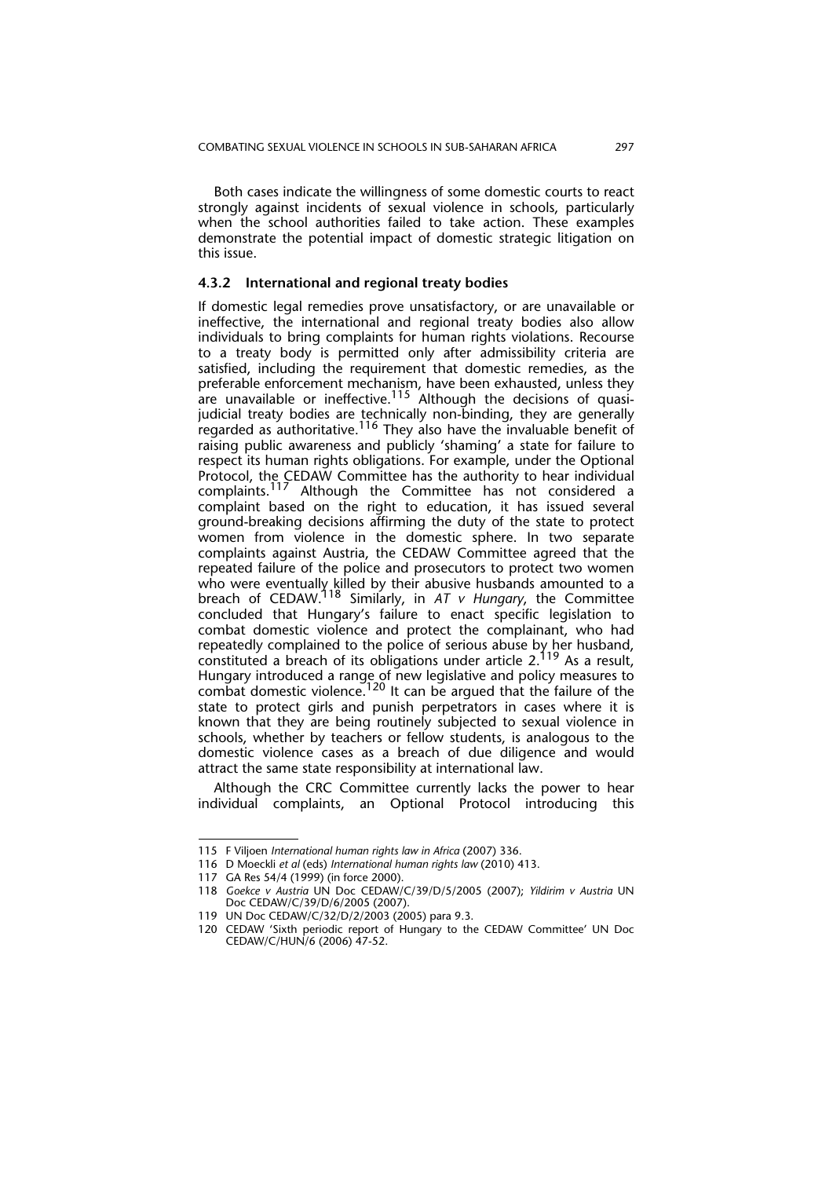Both cases indicate the willingness of some domestic courts to react strongly against incidents of sexual violence in schools, particularly when the school authorities failed to take action. These examples demonstrate the potential impact of domestic strategic litigation on this issue.

### 4.3.2 International and regional treaty bodies

If domestic legal remedies prove unsatisfactory, or are unavailable or ineffective, the international and regional treaty bodies also allow individuals to bring complaints for human rights violations. Recourse to a treaty body is permitted only after admissibility criteria are satisfied, including the requirement that domestic remedies, as the preferable enforcement mechanism, have been exhausted, unless they are unavailable or ineffective.[115] Although the decisions of quasi-judicial treaty bodies are technically non-binding, they are generally regarded as authoritative.[116] They also have the invaluable benefit of raising public awareness and publicly 'shaming' a state for failure to respect its human rights obligations. For example, under the Optional Protocol, the CEDAW Committee has the authority to hear individual complaints.[117] Although the Committee has not considered a complaint based on the right to education, it has issued several ground-breaking decisions affirming the duty of the state to protect women from violence in the domestic sphere. In two separate complaints against Austria, the CEDAW Committee agreed that the repeated failure of the police and prosecutors to protect two women who were eventually killed by their abusive husbands amounted to a breach of CEDAW.[118] Similarly, in *AT v Hungary*, the Committee concluded that Hungary's failure to enact specific legislation to combat domestic violence and protect the complainant, who had repeatedly complained to the police of serious abuse by her husband, constituted a breach of its obligations under article 2.[119] As a result, Hungary introduced a range of new legislative and policy measures to combat domestic violence.[120] It can be argued that the failure of the state to protect girls and punish perpetrators in cases where it is known that they are being routinely subjected to sexual violence in schools, whether by teachers or fellow students, is analogous to the domestic violence cases as a breach of due diligence and would attract the same state responsibility at international law.

Although the CRC Committee currently lacks the power to hear individual complaints, an Optional Protocol introducing this

---

115 F Viljoen *International human rights law in Africa* (2007) 336.

116 D Moeckli *et al* (eds) *International human rights law* (2010) 413.

117 GA Res 54/4 (1999) (in force 2000).

118 *Goekce v Austria* UN Doc CEDAW/C/39/D/5/2005 (2007); *Yildirim v Austria* UN Doc CEDAW/C/39/D/6/2005 (2007).

119 UN Doc CEDAW/C/32/D/2/2003 (2005) para 9.3.

120 CEDAW 'Sixth periodic report of Hungary to the CEDAW Committee' UN Doc CEDAW/C/HUN/6 (2006) 47-52.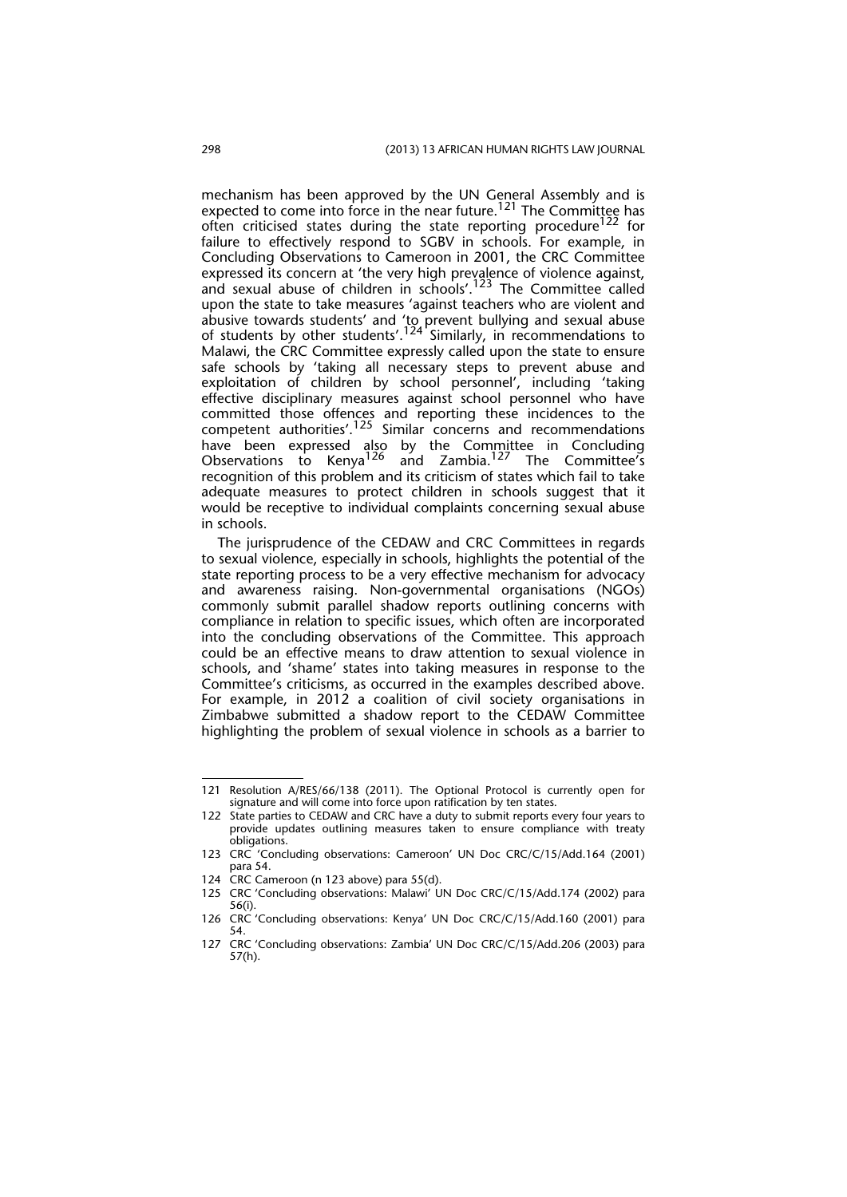mechanism has been approved by the UN General Assembly and is expected to come into force in the near future.[121] The Committee has often criticised states during the state reporting procedure[122] for failure to effectively respond to SGBV in schools. For example, in Concluding Observations to Cameroon in 2001, the CRC Committee expressed its concern at 'the very high prevalence of violence against, and sexual abuse of children in schools'.[123] The Committee called upon the state to take measures 'against teachers who are violent and abusive towards students' and 'to prevent bullying and sexual abuse of students by other students'.[124] Similarly, in recommendations to Malawi, the CRC Committee expressly called upon the state to ensure safe schools by 'taking all necessary steps to prevent abuse and exploitation of children by school personnel', including 'taking effective disciplinary measures against school personnel who have committed those offences and reporting these incidences to the competent authorities'.[125] Similar concerns and recommendations have been expressed also by the Committee in Concluding Observations to Kenya[126] and Zambia.[127] The Committee's recognition of this problem and its criticism of states which fail to take adequate measures to protect children in schools suggest that it would be receptive to individual complaints concerning sexual abuse in schools.

The jurisprudence of the CEDAW and CRC Committees in regards to sexual violence, especially in schools, highlights the potential of the state reporting process to be a very effective mechanism for advocacy and awareness raising. Non-governmental organisations (NGOs) commonly submit parallel shadow reports outlining concerns with compliance in relation to specific issues, which often are incorporated into the concluding observations of the Committee. This approach could be an effective means to draw attention to sexual violence in schools, and 'shame' states into taking measures in response to the Committee's criticisms, as occurred in the examples described above. For example, in 2012 a coalition of civil society organisations in Zimbabwe submitted a shadow report to the CEDAW Committee highlighting the problem of sexual violence in schools as a barrier to

---

121 Resolution A/RES/66/138 (2011). The Optional Protocol is currently open for signature and will come into force upon ratification by ten states.

122 State parties to CEDAW and CRC have a duty to submit reports every four years to provide updates outlining measures taken to ensure compliance with treaty obligations.

123 CRC 'Concluding observations: Cameroon' UN Doc CRC/C/15/Add.164 (2001) para 54.

124 CRC Cameroon (n 123 above) para 55(d).

125 CRC 'Concluding observations: Malawi' UN Doc CRC/C/15/Add.174 (2002) para 56(i).

126 CRC 'Concluding observations: Kenya' UN Doc CRC/C/15/Add.160 (2001) para 54.

127 CRC 'Concluding observations: Zambia' UN Doc CRC/C/15/Add.206 (2003) para 57(h).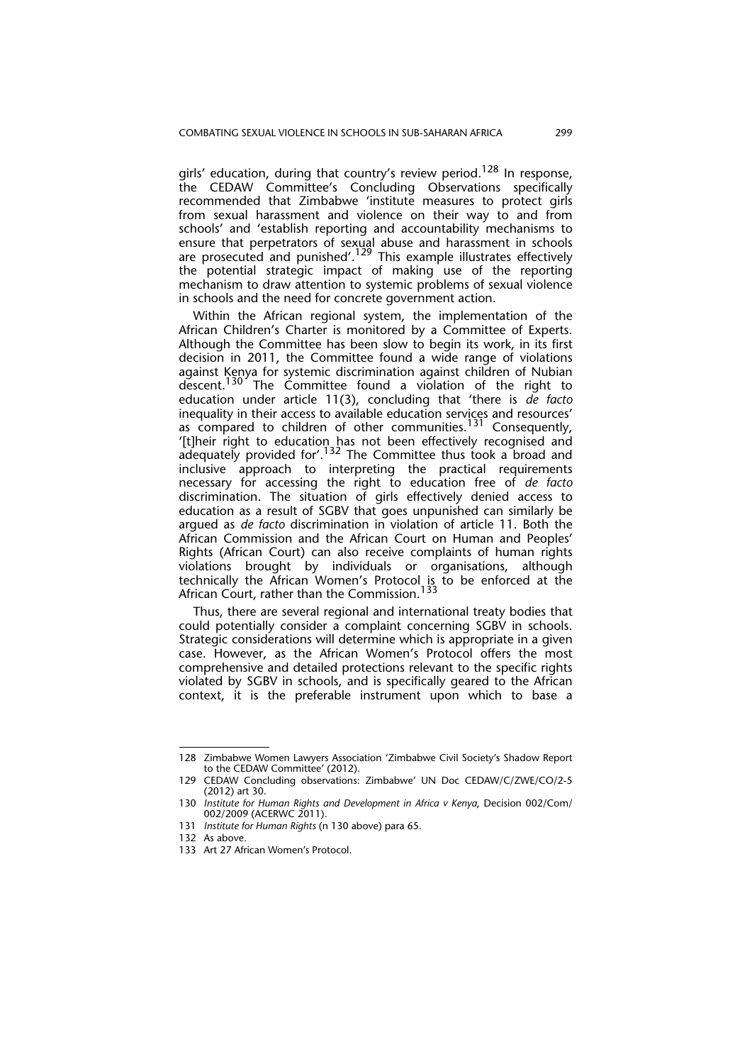girls' education, during that country's review period.[128] In response, the CEDAW Committee's Concluding Observations specifically recommended that Zimbabwe 'institute measures to protect girls from sexual harassment and violence on their way to and from schools' and 'establish reporting and accountability mechanisms to ensure that perpetrators of sexual abuse and harassment in schools are prosecuted and punished'.[129] This example illustrates effectively the potential strategic impact of making use of the reporting mechanism to draw attention to systemic problems of sexual violence in schools and the need for concrete government action.

Within the African regional system, the implementation of the African Children's Charter is monitored by a Committee of Experts. Although the Committee has been slow to begin its work, in its first decision in 2011, the Committee found a wide range of violations against Kenya for systemic discrimination against children of Nubian descent.[130] The Committee found a violation of the right to education under article 11(3), concluding that 'there is *de facto* inequality in their access to available education services and resources' as compared to children of other communities.[131] Consequently, '[t]heir right to education has not been effectively recognised and adequately provided for'.[132] The Committee thus took a broad and inclusive approach to interpreting the practical requirements necessary for accessing the right to education free of *de facto* discrimination. The situation of girls effectively denied access to education as a result of SGBV that goes unpunished can similarly be argued as *de facto* discrimination in violation of article 11. Both the African Commission and the African Court on Human and Peoples' Rights (African Court) can also receive complaints of human rights violations brought by individuals or organisations, although technically the African Women's Protocol is to be enforced at the African Court, rather than the Commission.[133]

Thus, there are several regional and international treaty bodies that could potentially consider a complaint concerning SGBV in schools. Strategic considerations will determine which is appropriate in a given case. However, as the African Women's Protocol offers the most comprehensive and detailed protections relevant to the specific rights violated by SGBV in schools, and is specifically geared to the African context, it is the preferable instrument upon which to base a

---

128 Zimbabwe Women Lawyers Association 'Zimbabwe Civil Society's Shadow Report to the CEDAW Committee' (2012).

129 CEDAW Concluding observations: Zimbabwe' UN Doc CEDAW/C/ZWE/CO/2-5 (2012) art 30.

130 *Institute for Human Rights and Development in Africa v Kenya*, Decision 002/Com/002/2009 (ACERWC 2011).

131 *Institute for Human Rights* (n 130 above) para 65.

132 As above.

133 Art 27 African Women's Protocol.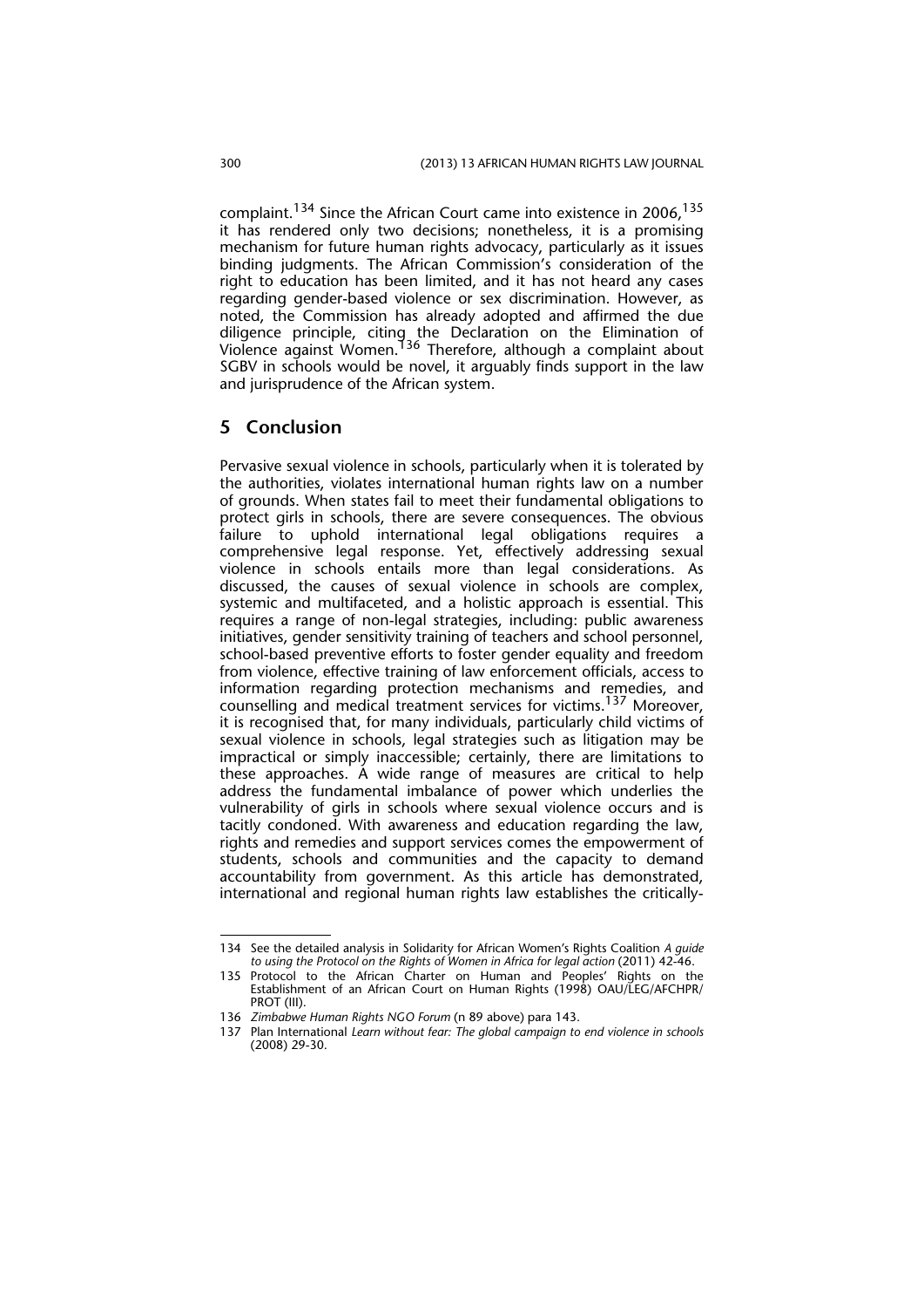complaint.[134] Since the African Court came into existence in 2006,[135] it has rendered only two decisions; nonetheless, it is a promising mechanism for future human rights advocacy, particularly as it issues binding judgments. The African Commission's consideration of the right to education has been limited, and it has not heard any cases regarding gender-based violence or sex discrimination. However, as noted, the Commission has already adopted and affirmed the due diligence principle, citing the Declaration on the Elimination of Violence against Women.[136] Therefore, although a complaint about SGBV in schools would be novel, it arguably finds support in the law and jurisprudence of the African system.

## 5 Conclusion

Pervasive sexual violence in schools, particularly when it is tolerated by the authorities, violates international human rights law on a number of grounds. When states fail to meet their fundamental obligations to protect girls in schools, there are severe consequences. The obvious failure to uphold international legal obligations requires a comprehensive legal response. Yet, effectively addressing sexual violence in schools entails more than legal considerations. As discussed, the causes of sexual violence in schools are complex, systemic and multifaceted, and a holistic approach is essential. This requires a range of non-legal strategies, including: public awareness initiatives, gender sensitivity training of teachers and school personnel, school-based preventive efforts to foster gender equality and freedom from violence, effective training of law enforcement officials, access to information regarding protection mechanisms and remedies, and counselling and medical treatment services for victims.[137] Moreover, it is recognised that, for many individuals, particularly child victims of sexual violence in schools, legal strategies such as litigation may be impractical or simply inaccessible; certainly, there are limitations to these approaches. A wide range of measures are critical to help address the fundamental imbalance of power which underlies the vulnerability of girls in schools where sexual violence occurs and is tacitly condoned. With awareness and education regarding the law, rights and remedies and support services comes the empowerment of students, schools and communities and the capacity to demand accountability from government. As this article has demonstrated, international and regional human rights law establishes the critically-

---

134 See the detailed analysis in Solidarity for African Women's Rights Coalition *A guide to using the Protocol on the Rights of Women in Africa for legal action* (2011) 42-46.

135 Protocol to the African Charter on Human and Peoples' Rights on the Establishment of an African Court on Human Rights (1998) OAU/LEG/AFCHPR/PROT (III).

136 *Zimbabwe Human Rights NGO Forum* (n 89 above) para 143.

137 Plan International *Learn without fear: The global campaign to end violence in schools* (2008) 29-30.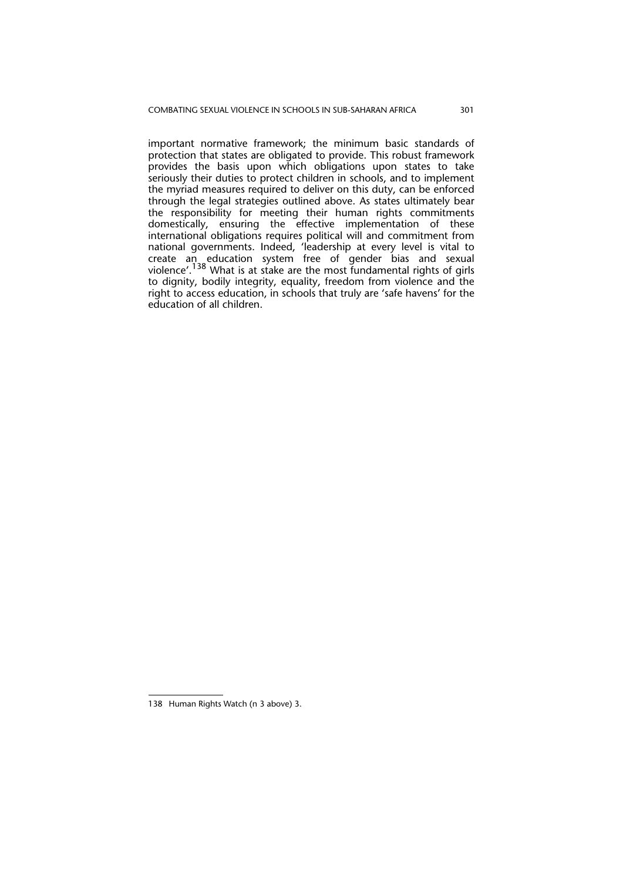important normative framework; the minimum basic standards of protection that states are obligated to provide. This robust framework provides the basis upon which obligations upon states to take seriously their duties to protect children in schools, and to implement the myriad measures required to deliver on this duty, can be enforced through the legal strategies outlined above. As states ultimately bear the responsibility for meeting their human rights commitments domestically, ensuring the effective implementation of these international obligations requires political will and commitment from national governments. Indeed, 'leadership at every level is vital to create an education system free of gender bias and sexual violence'.[138] What is at stake are the most fundamental rights of girls to dignity, bodily integrity, equality, freedom from violence and the right to access education, in schools that truly are 'safe havens' for the education of all children.

---

138 Human Rights Watch (n 3 above) 3.